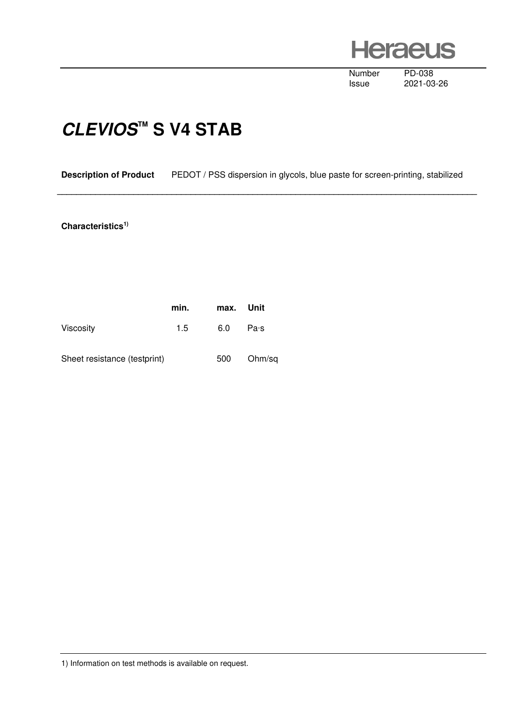Number PD-038
Issue 2021-03-26

# *CLEVIOS*™ S V4 STAB

**Description of Product** PEDOT / PSS dispersion in glycols, blue paste for screen-printing, stabilized

**Characteristics**[1)]

| | min. | max. | Unit |
| --- | --- | --- | --- |
| Viscosity | 1.5 | 6.0 | Pa·s |
| Sheet resistance (testprint) | | 500 | Ohm/sq |

1) Information on test methods is available on request.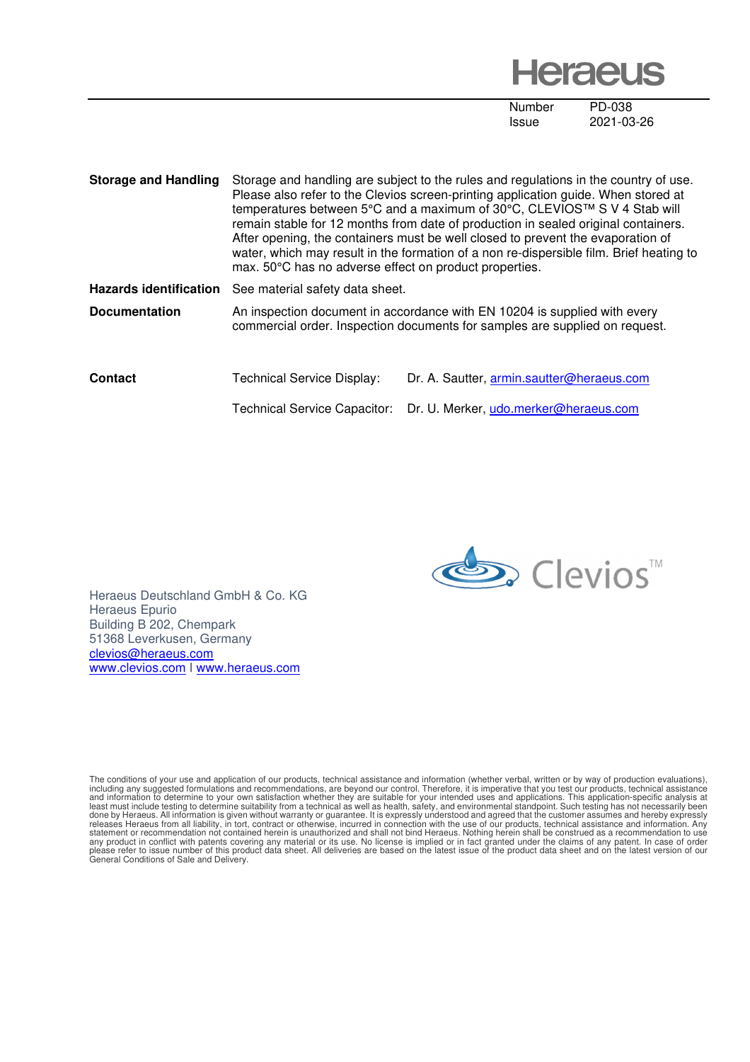Number PD-038
Issue 2021-03-26

| | |
|---|---|
| **Storage and Handling** | Storage and handling are subject to the rules and regulations in the country of use. Please also refer to the Clevios screen-printing application guide. When stored at temperatures between 5°C and a maximum of 30°C, CLEVIOS™ S V 4 Stab will remain stable for 12 months from date of production in sealed original containers. After opening, the containers must be well closed to prevent the evaporation of water, which may result in the formation of a non re-dispersible film. Brief heating to max. 50°C has no adverse effect on product properties. |
| **Hazards identification** | See material safety data sheet. |
| **Documentation** | An inspection document in accordance with EN 10204 is supplied with every commercial order. Inspection documents for samples are supplied on request. |

| | | |
|---|---|---|
| **Contact** | Technical Service Display: | Dr. A. Sautter, armin.sautter@heraeus.com |
| | Technical Service Capacitor: | Dr. U. Merker, udo.merker@heraeus.com |

Heraeus Deutschland GmbH & Co. KG
Heraeus Epurio
Building B 202, Chempark
51368 Leverkusen, Germany
clevios@heraeus.com
www.clevios.com | www.heraeus.com

The conditions of your use and application of our products, technical assistance and information (whether verbal, written or by way of production evaluations), including any suggested formulations and recommendations, are beyond our control. Therefore, it is imperative that you test our products, technical assistance and information to determine to your own satisfaction whether they are suitable for your intended uses and applications. This application-specific analysis at least must include testing to determine suitability from a technical as well as health, safety, and environmental standpoint. Such testing has not necessarily been done by Heraeus. All information is given without warranty or guarantee. It is expressly understood and agreed that the customer assumes and hereby expressly releases Heraeus from all liability, in tort, contract or otherwise, incurred in connection with the use of our products, technical assistance and information. Any statement or recommendation not contained herein is unauthorized and shall not bind Heraeus. Nothing herein shall be construed as a recommendation to use any product in conflict with patents covering any material or its use. No license is implied or in fact granted under the claims of any patent. In case of order please refer to issue number of this product data sheet. All deliveries are based on the latest issue of the product data sheet and on the latest version of our General Conditions of Sale and Delivery.